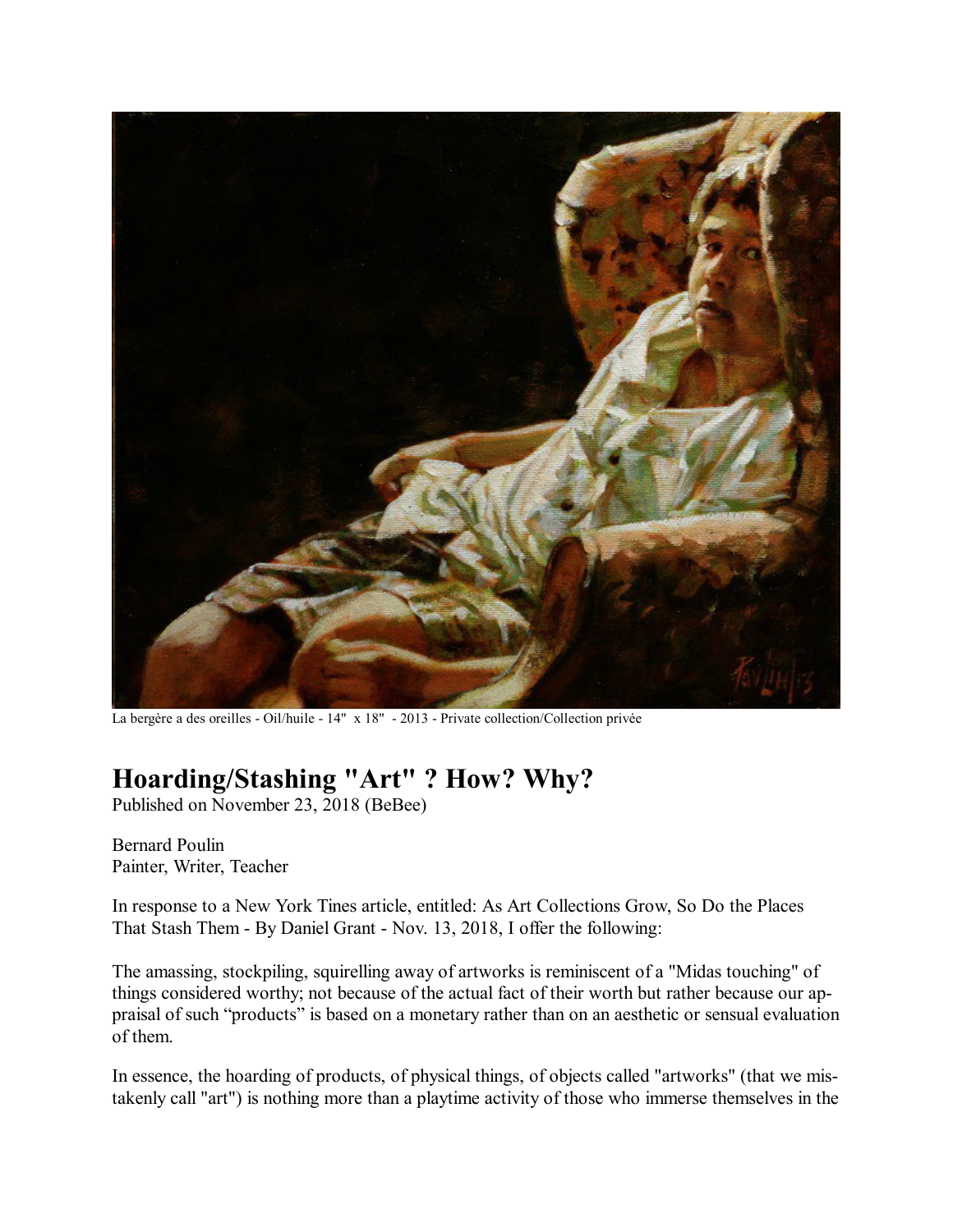La bergère a des oreilles - Oil/huile - 14" x 18" - 2013 - Private collection/Collection privée

# Hoarding/Stashing "Art" ? How? Why?

Published on November 23, 2018 (BeBee)

Bernard Poulin
Painter, Writer, Teacher

In response to a New York Tines article, entitled: As Art Collections Grow, So Do the Places That Stash Them - By Daniel Grant - Nov. 13, 2018, I offer the following:

The amassing, stockpiling, squirelling away of artworks is reminiscent of a "Midas touching" of things considered worthy; not because of the actual fact of their worth but rather because our appraisal of such "products" is based on a monetary rather than on an aesthetic or sensual evaluation of them.

In essence, the hoarding of products, of physical things, of objects called "artworks" (that we mistakenly call "art") is nothing more than a playtime activity of those who immerse themselves in the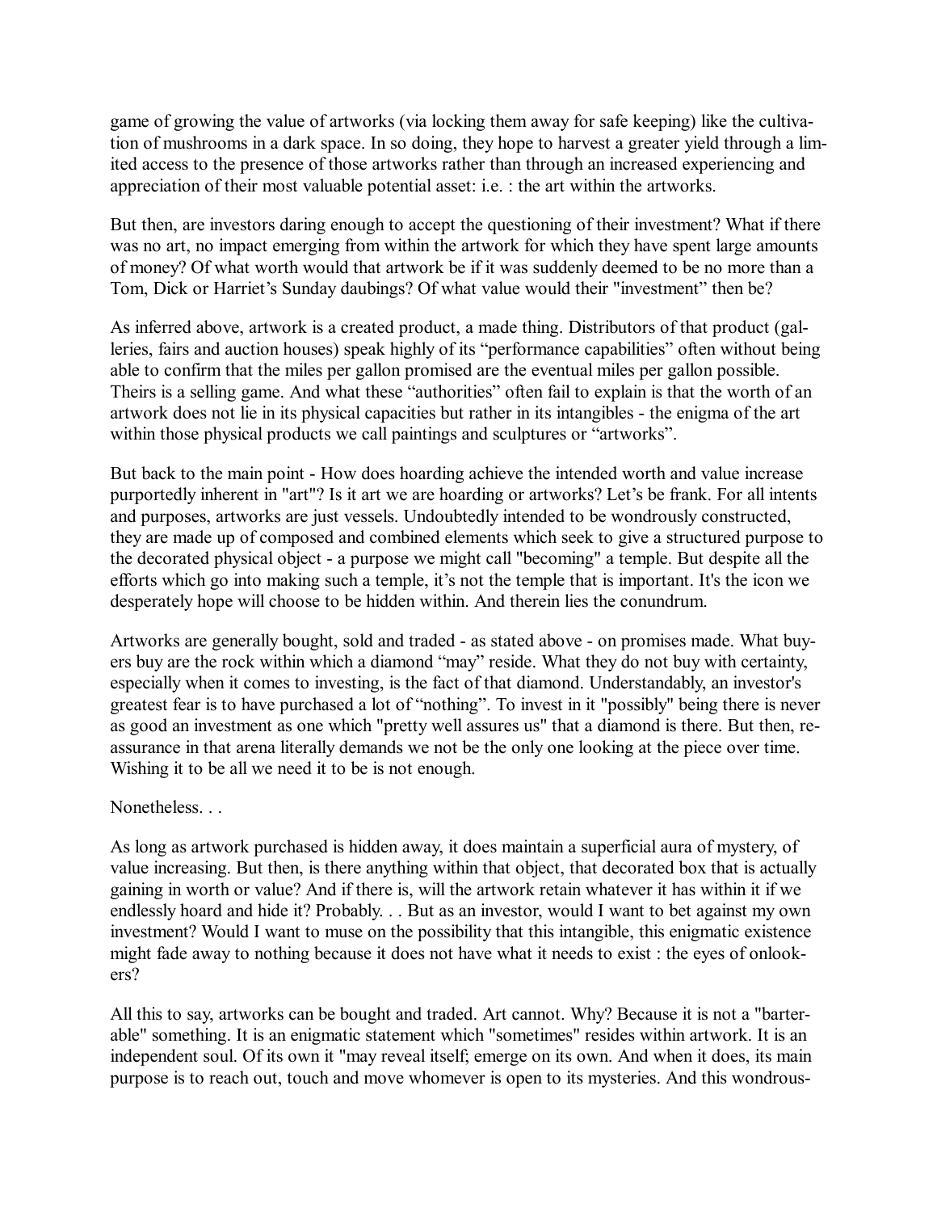game of growing the value of artworks (via locking them away for safe keeping) like the cultivation of mushrooms in a dark space. In so doing, they hope to harvest a greater yield through a limited access to the presence of those artworks rather than through an increased experiencing and appreciation of their most valuable potential asset: i.e. : the art within the artworks.

But then, are investors daring enough to accept the questioning of their investment? What if there was no art, no impact emerging from within the artwork for which they have spent large amounts of money? Of what worth would that artwork be if it was suddenly deemed to be no more than a Tom, Dick or Harriet's Sunday daubings? Of what value would their "investment" then be?

As inferred above, artwork is a created product, a made thing. Distributors of that product (galleries, fairs and auction houses) speak highly of its "performance capabilities" often without being able to confirm that the miles per gallon promised are the eventual miles per gallon possible. Theirs is a selling game. And what these "authorities" often fail to explain is that the worth of an artwork does not lie in its physical capacities but rather in its intangibles - the enigma of the art within those physical products we call paintings and sculptures or "artworks".

But back to the main point - How does hoarding achieve the intended worth and value increase purportedly inherent in "art"? Is it art we are hoarding or artworks? Let's be frank. For all intents and purposes, artworks are just vessels. Undoubtedly intended to be wondrously constructed, they are made up of composed and combined elements which seek to give a structured purpose to the decorated physical object - a purpose we might call "becoming" a temple. But despite all the efforts which go into making such a temple, it's not the temple that is important. It's the icon we desperately hope will choose to be hidden within. And therein lies the conundrum.

Artworks are generally bought, sold and traded - as stated above - on promises made. What buyers buy are the rock within which a diamond "may" reside. What they do not buy with certainty, especially when it comes to investing, is the fact of that diamond. Understandably, an investor's greatest fear is to have purchased a lot of "nothing". To invest in it "possibly" being there is never as good an investment as one which "pretty well assures us" that a diamond is there. But then, reassurance in that arena literally demands we not be the only one looking at the piece over time. Wishing it to be all we need it to be is not enough.

Nonetheless. . .

As long as artwork purchased is hidden away, it does maintain a superficial aura of mystery, of value increasing. But then, is there anything within that object, that decorated box that is actually gaining in worth or value? And if there is, will the artwork retain whatever it has within it if we endlessly hoard and hide it? Probably. . . But as an investor, would I want to bet against my own investment? Would I want to muse on the possibility that this intangible, this enigmatic existence might fade away to nothing because it does not have what it needs to exist : the eyes of onlookers?

All this to say, artworks can be bought and traded. Art cannot. Why? Because it is not a "barterable" something. It is an enigmatic statement which "sometimes" resides within artwork. It is an independent soul. Of its own it "may reveal itself; emerge on its own. And when it does, its main purpose is to reach out, touch and move whomever is open to its mysteries. And this wondrous-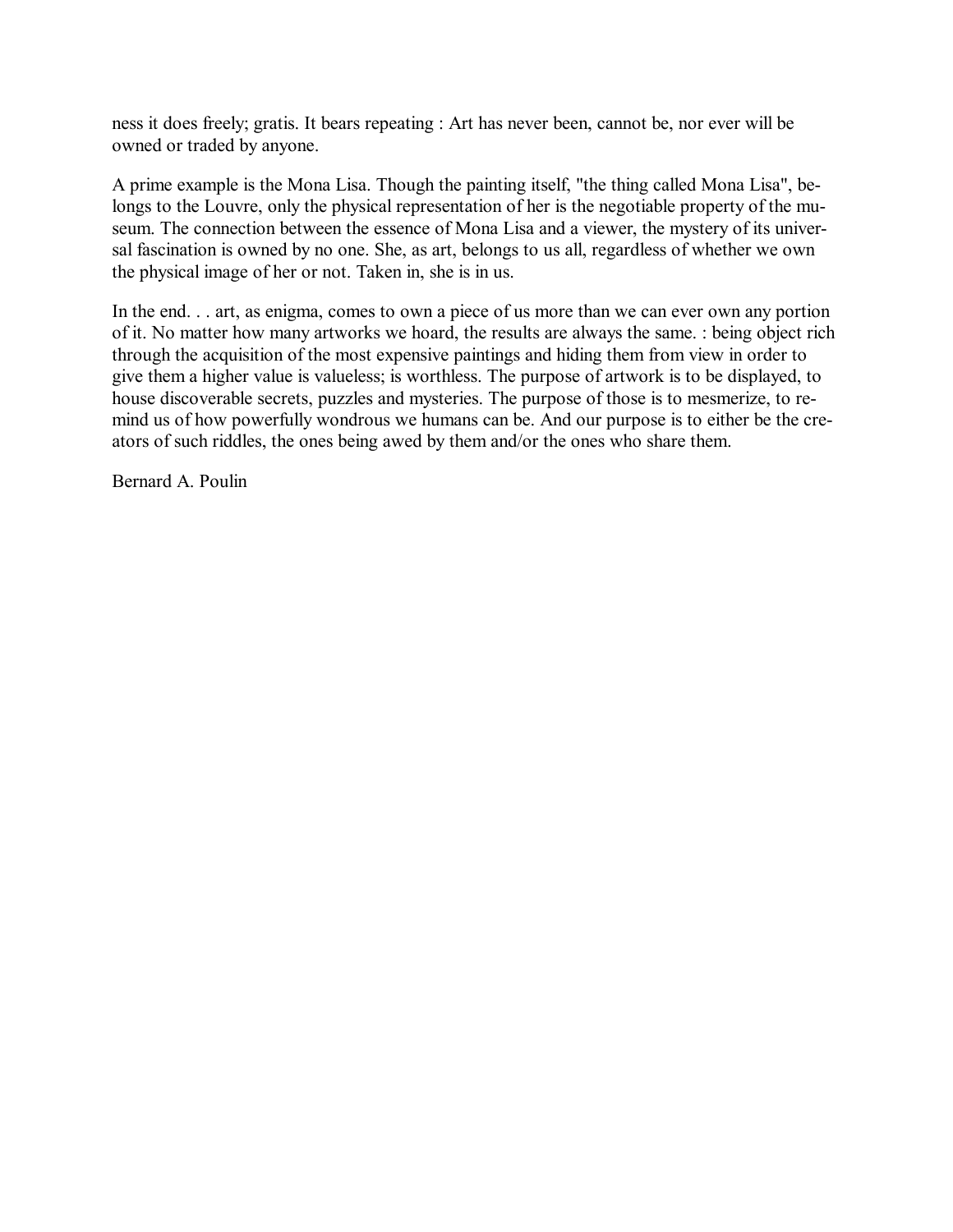ness it does freely; gratis. It bears repeating : Art has never been, cannot be, nor ever will be owned or traded by anyone.

A prime example is the Mona Lisa. Though the painting itself, "the thing called Mona Lisa", belongs to the Louvre, only the physical representation of her is the negotiable property of the museum. The connection between the essence of Mona Lisa and a viewer, the mystery of its universal fascination is owned by no one. She, as art, belongs to us all, regardless of whether we own the physical image of her or not. Taken in, she is in us.

In the end. . . art, as enigma, comes to own a piece of us more than we can ever own any portion of it. No matter how many artworks we hoard, the results are always the same. : being object rich through the acquisition of the most expensive paintings and hiding them from view in order to give them a higher value is valueless; is worthless. The purpose of artwork is to be displayed, to house discoverable secrets, puzzles and mysteries. The purpose of those is to mesmerize, to remind us of how powerfully wondrous we humans can be. And our purpose is to either be the creators of such riddles, the ones being awed by them and/or the ones who share them.

Bernard A. Poulin